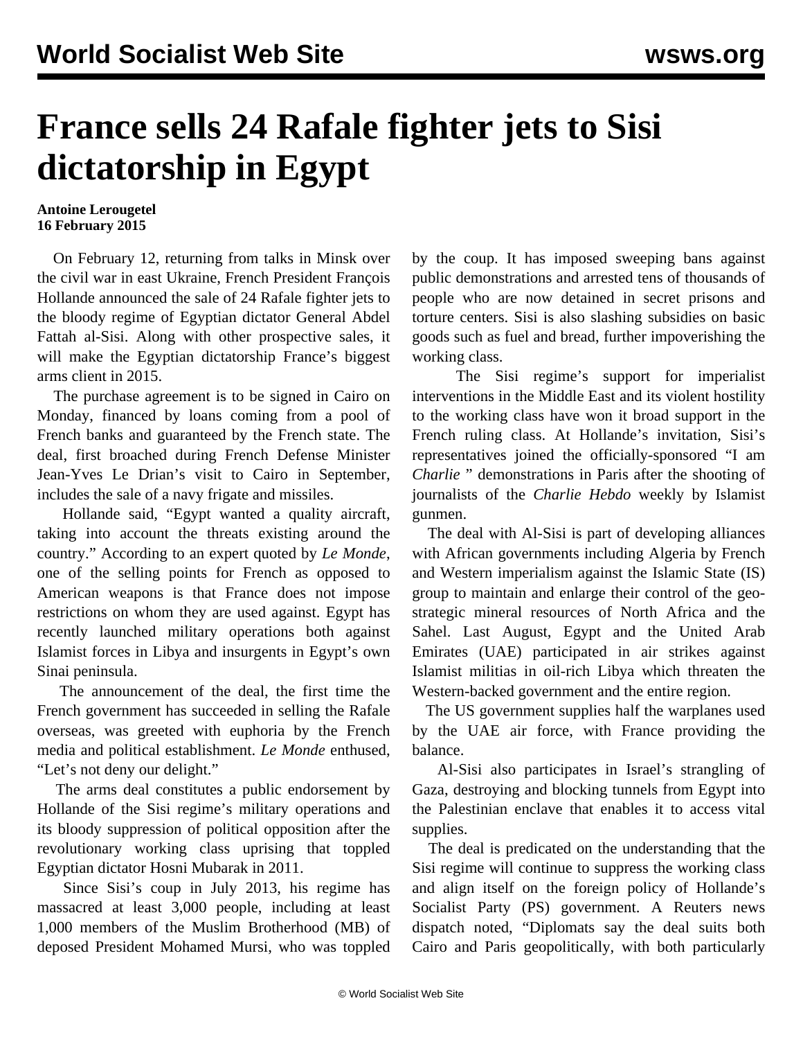# France sells 24 Rafale fighter jets to Sisi dictatorship in Egypt

**Antoine Lerougetel**
**16 February 2015**

On February 12, returning from talks in Minsk over the civil war in east Ukraine, French President François Hollande announced the sale of 24 Rafale fighter jets to the bloody regime of Egyptian dictator General Abdel Fattah al-Sisi. Along with other prospective sales, it will make the Egyptian dictatorship France's biggest arms client in 2015.

The purchase agreement is to be signed in Cairo on Monday, financed by loans coming from a pool of French banks and guaranteed by the French state. The deal, first broached during French Defense Minister Jean-Yves Le Drian's visit to Cairo in September, includes the sale of a navy frigate and missiles.

Hollande said, "Egypt wanted a quality aircraft, taking into account the threats existing around the country." According to an expert quoted by *Le Monde*, one of the selling points for French as opposed to American weapons is that France does not impose restrictions on whom they are used against. Egypt has recently launched military operations both against Islamist forces in Libya and insurgents in Egypt's own Sinai peninsula.

The announcement of the deal, the first time the French government has succeeded in selling the Rafale overseas, was greeted with euphoria by the French media and political establishment. *Le Monde* enthused, "Let's not deny our delight."

The arms deal constitutes a public endorsement by Hollande of the Sisi regime's military operations and its bloody suppression of political opposition after the revolutionary working class uprising that toppled Egyptian dictator Hosni Mubarak in 2011.

Since Sisi's coup in July 2013, his regime has massacred at least 3,000 people, including at least 1,000 members of the Muslim Brotherhood (MB) of deposed President Mohamed Mursi, who was toppled by the coup. It has imposed sweeping bans against public demonstrations and arrested tens of thousands of people who are now detained in secret prisons and torture centers. Sisi is also slashing subsidies on basic goods such as fuel and bread, further impoverishing the working class.

The Sisi regime's support for imperialist interventions in the Middle East and its violent hostility to the working class have won it broad support in the French ruling class. At Hollande's invitation, Sisi's representatives joined the officially-sponsored "I am *Charlie* " demonstrations in Paris after the shooting of journalists of the *Charlie Hebdo* weekly by Islamist gunmen.

The deal with Al-Sisi is part of developing alliances with African governments including Algeria by French and Western imperialism against the Islamic State (IS) group to maintain and enlarge their control of the geo-strategic mineral resources of North Africa and the Sahel. Last August, Egypt and the United Arab Emirates (UAE) participated in air strikes against Islamist militias in oil-rich Libya which threaten the Western-backed government and the entire region.

The US government supplies half the warplanes used by the UAE air force, with France providing the balance.

Al-Sisi also participates in Israel's strangling of Gaza, destroying and blocking tunnels from Egypt into the Palestinian enclave that enables it to access vital supplies.

The deal is predicated on the understanding that the Sisi regime will continue to suppress the working class and align itself on the foreign policy of Hollande's Socialist Party (PS) government. A Reuters news dispatch noted, "Diplomats say the deal suits both Cairo and Paris geopolitically, with both particularly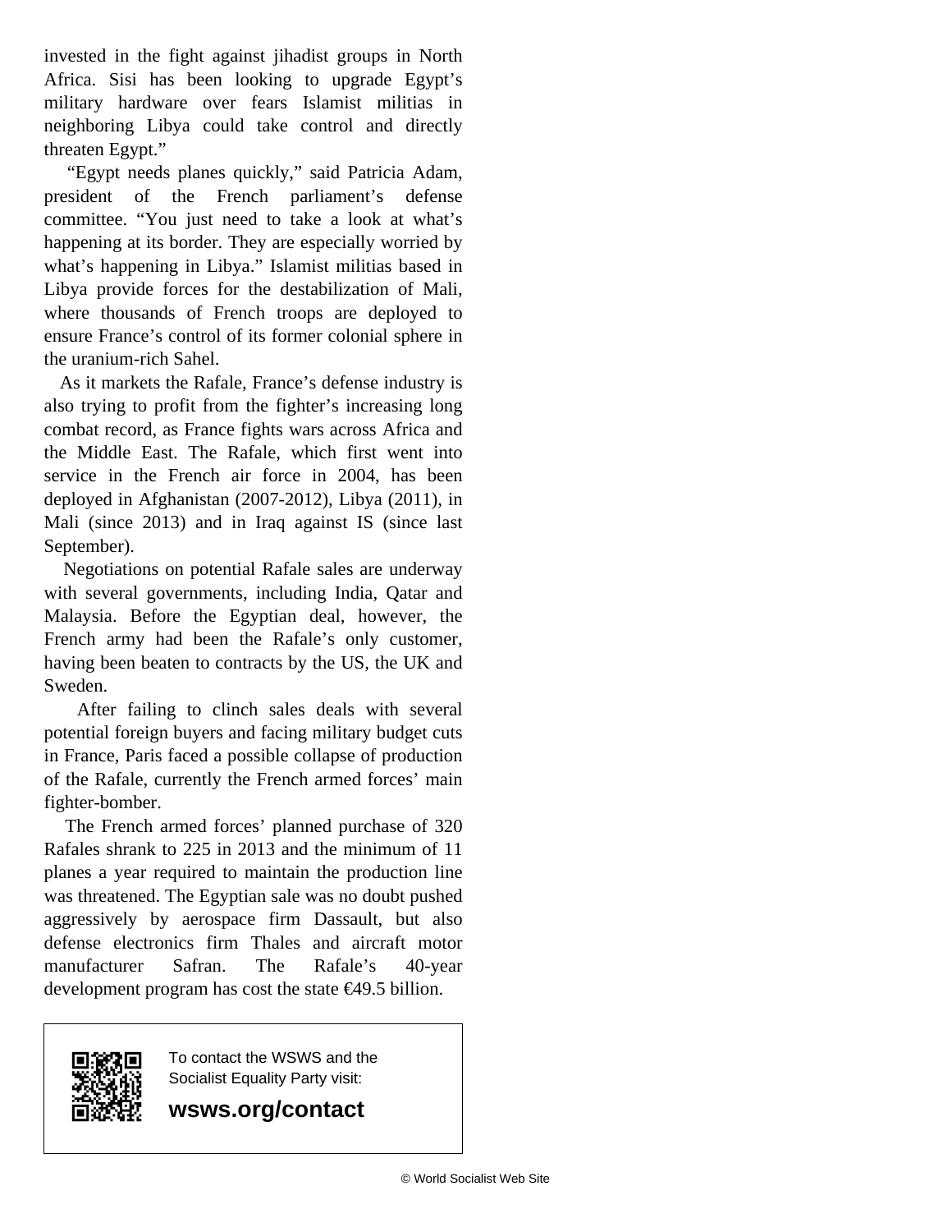invested in the fight against jihadist groups in North Africa. Sisi has been looking to upgrade Egypt's military hardware over fears Islamist militias in neighboring Libya could take control and directly threaten Egypt."

"Egypt needs planes quickly," said Patricia Adam, president of the French parliament's defense committee. "You just need to take a look at what's happening at its border. They are especially worried by what's happening in Libya." Islamist militias based in Libya provide forces for the destabilization of Mali, where thousands of French troops are deployed to ensure France's control of its former colonial sphere in the uranium-rich Sahel.

As it markets the Rafale, France's defense industry is also trying to profit from the fighter's increasing long combat record, as France fights wars across Africa and the Middle East. The Rafale, which first went into service in the French air force in 2004, has been deployed in Afghanistan (2007-2012), Libya (2011), in Mali (since 2013) and in Iraq against IS (since last September).

Negotiations on potential Rafale sales are underway with several governments, including India, Qatar and Malaysia. Before the Egyptian deal, however, the French army had been the Rafale's only customer, having been beaten to contracts by the US, the UK and Sweden.

After failing to clinch sales deals with several potential foreign buyers and facing military budget cuts in France, Paris faced a possible collapse of production of the Rafale, currently the French armed forces' main fighter-bomber.

The French armed forces' planned purchase of 320 Rafales shrank to 225 in 2013 and the minimum of 11 planes a year required to maintain the production line was threatened. The Egyptian sale was no doubt pushed aggressively by aerospace firm Dassault, but also defense electronics firm Thales and aircraft motor manufacturer Safran. The Rafale's 40-year development program has cost the state €49.5 billion.

To contact the WSWS and the Socialist Equality Party visit:

**wsws.org/contact**